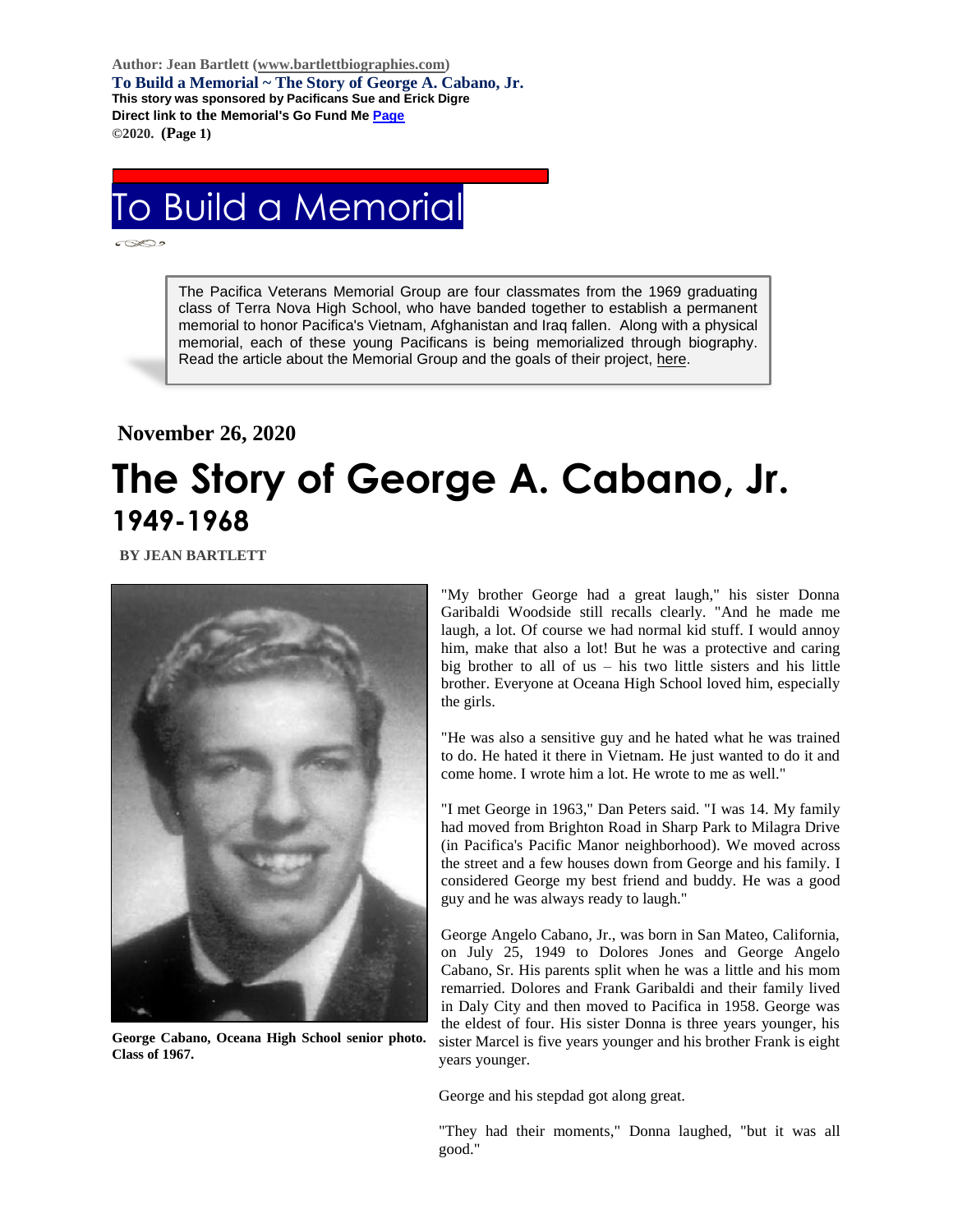Author: Jean Bartlett (www.bartlettbiographies.com)
**To Build a Memorial ~ The Story of George A. Cabano, Jr.**
**This story was sponsored by Pacificans Sue and Erick Digre**
**Direct link to the Memorial's Go Fund Me Page**
**©2020. (Page 1)**

# To Build a Memorial

The Pacifica Veterans Memorial Group are four classmates from the 1969 graduating class of Terra Nova High School, who have banded together to establish a permanent memorial to honor Pacifica's Vietnam, Afghanistan and Iraq fallen. Along with a physical memorial, each of these young Pacificans is being memorialized through biography. Read the article about the Memorial Group and the goals of their project, here.

**November 26, 2020**

# The Story of George A. Cabano, Jr.

## 1949-1968

**BY JEAN BARTLETT**

**George Cabano, Oceana High School senior photo. Class of 1967.**

"My brother George had a great laugh," his sister Donna Garibaldi Woodside still recalls clearly. "And he made me laugh, a lot. Of course we had normal kid stuff. I would annoy him, make that also a lot! But he was a protective and caring big brother to all of us – his two little sisters and his little brother. Everyone at Oceana High School loved him, especially the girls.

"He was also a sensitive guy and he hated what he was trained to do. He hated it there in Vietnam. He just wanted to do it and come home. I wrote him a lot. He wrote to me as well."

"I met George in 1963," Dan Peters said. "I was 14. My family had moved from Brighton Road in Sharp Park to Milagra Drive (in Pacifica's Pacific Manor neighborhood). We moved across the street and a few houses down from George and his family. I considered George my best friend and buddy. He was a good guy and he was always ready to laugh."

George Angelo Cabano, Jr., was born in San Mateo, California, on July 25, 1949 to Dolores Jones and George Angelo Cabano, Sr. His parents split when he was a little and his mom remarried. Dolores and Frank Garibaldi and their family lived in Daly City and then moved to Pacifica in 1958. George was the eldest of four. His sister Donna is three years younger, his sister Marcel is five years younger and his brother Frank is eight years younger.

George and his stepdad got along great.

"They had their moments," Donna laughed, "but it was all good."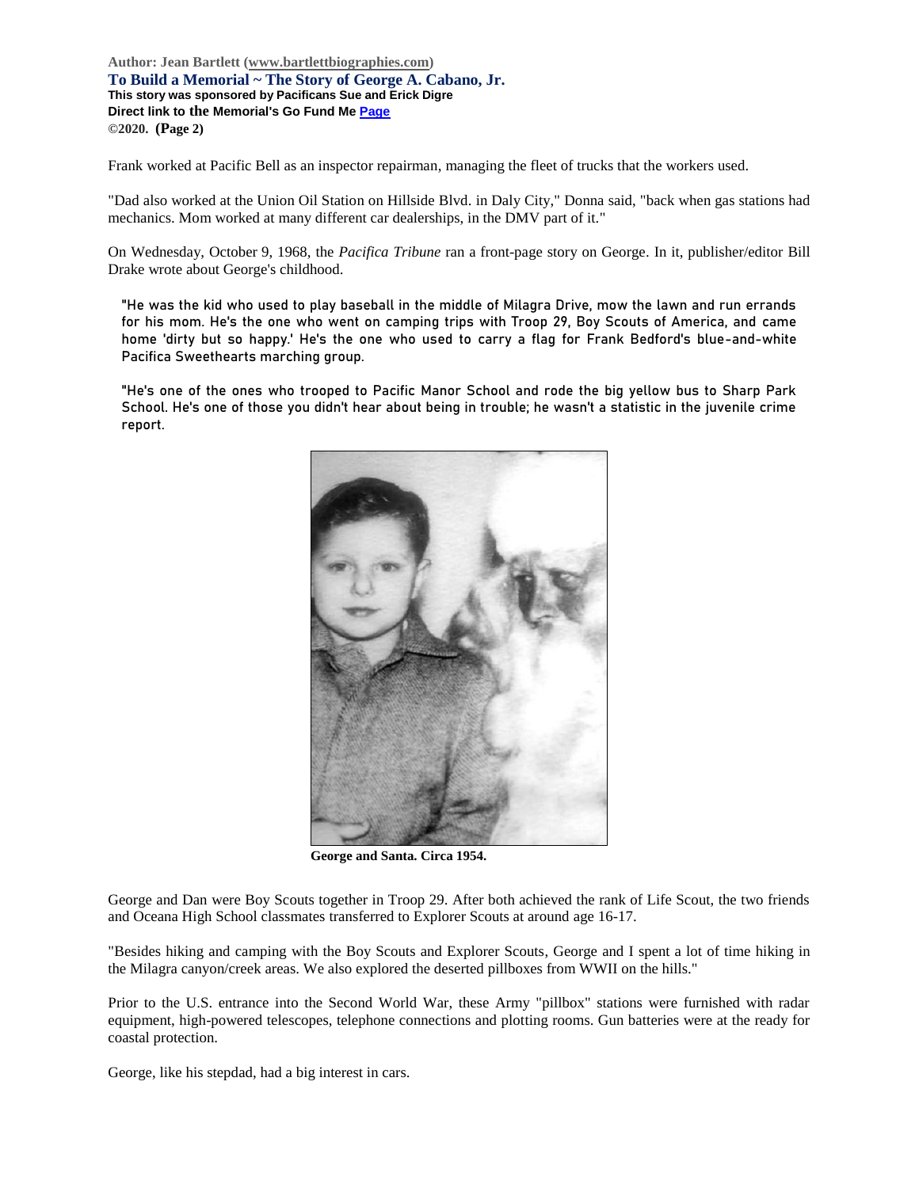Frank worked at Pacific Bell as an inspector repairman, managing the fleet of trucks that the workers used.

"Dad also worked at the Union Oil Station on Hillside Blvd. in Daly City," Donna said, "back when gas stations had mechanics. Mom worked at many different car dealerships, in the DMV part of it."

On Wednesday, October 9, 1968, the *Pacifica Tribune* ran a front-page story on George. In it, publisher/editor Bill Drake wrote about George's childhood.

> "He was the kid who used to play baseball in the middle of Milagra Drive, mow the lawn and run errands for his mom. He's the one who went on camping trips with Troop 29, Boy Scouts of America, and came home 'dirty but so happy.' He's the one who used to carry a flag for Frank Bedford's blue-and-white Pacifica Sweethearts marching group.
>
> "He's one of the ones who trooped to Pacific Manor School and rode the big yellow bus to Sharp Park School. He's one of those you didn't hear about being in trouble; he wasn't a statistic in the juvenile crime report.

**George and Santa. Circa 1954.**

George and Dan were Boy Scouts together in Troop 29. After both achieved the rank of Life Scout, the two friends and Oceana High School classmates transferred to Explorer Scouts at around age 16-17.

"Besides hiking and camping with the Boy Scouts and Explorer Scouts, George and I spent a lot of time hiking in the Milagra canyon/creek areas. We also explored the deserted pillboxes from WWII on the hills."

Prior to the U.S. entrance into the Second World War, these Army "pillbox" stations were furnished with radar equipment, high-powered telescopes, telephone connections and plotting rooms. Gun batteries were at the ready for coastal protection.

George, like his stepdad, had a big interest in cars.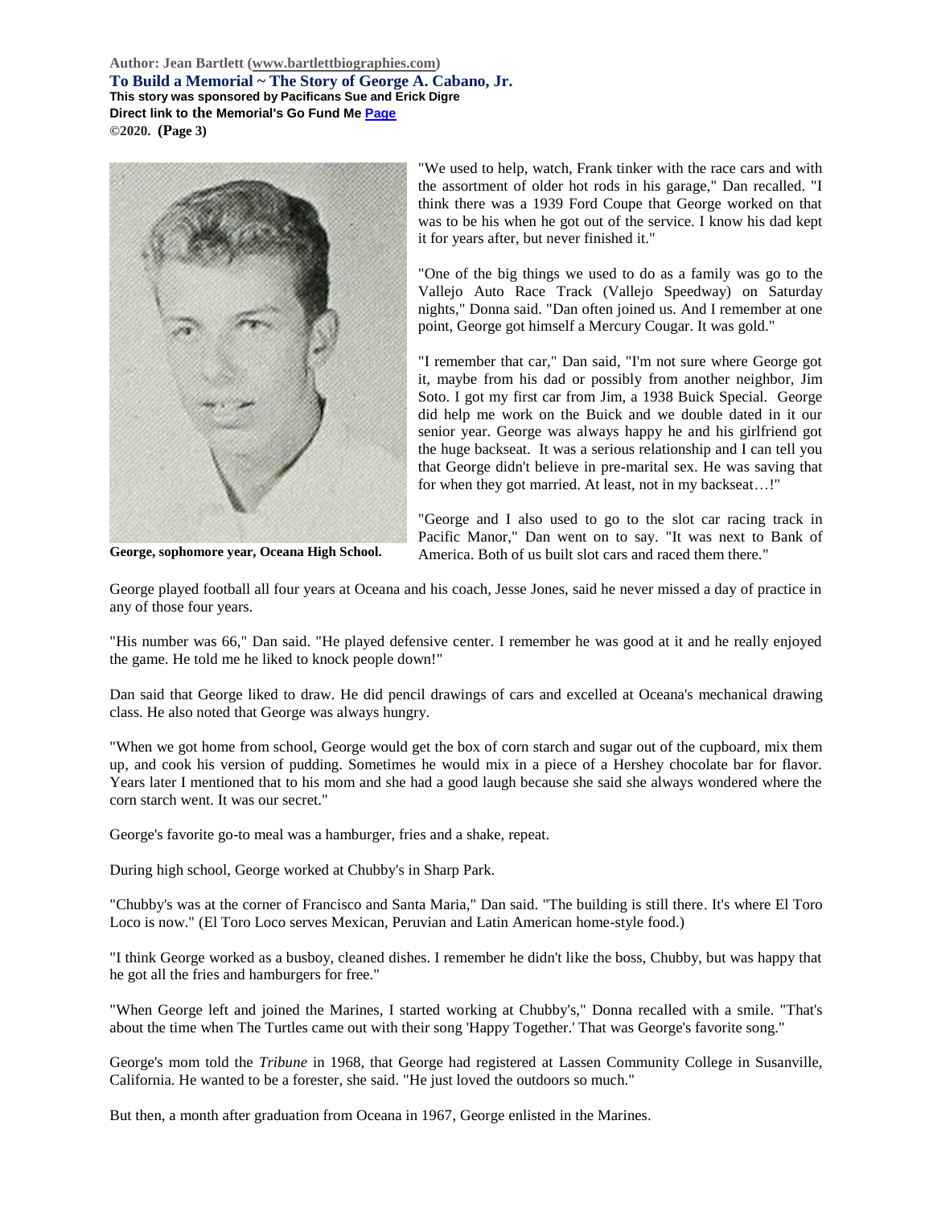"We used to help, watch, Frank tinker with the race cars and with the assortment of older hot rods in his garage," Dan recalled. "I think there was a 1939 Ford Coupe that George worked on that was to be his when he got out of the service. I know his dad kept it for years after, but never finished it."

"One of the big things we used to do as a family was go to the Vallejo Auto Race Track (Vallejo Speedway) on Saturday nights," Donna said. "Dan often joined us. And I remember at one point, George got himself a Mercury Cougar. It was gold."

"I remember that car," Dan said, "I'm not sure where George got it, maybe from his dad or possibly from another neighbor, Jim Soto. I got my first car from Jim, a 1938 Buick Special. George did help me work on the Buick and we double dated in it our senior year. George was always happy he and his girlfriend got the huge backseat. It was a serious relationship and I can tell you that George didn't believe in pre-marital sex. He was saving that for when they got married. At least, not in my backseat…!"

"George and I also used to go to the slot car racing track in Pacific Manor," Dan went on to say. "It was next to Bank of America. Both of us built slot cars and raced them there."

**George, sophomore year, Oceana High School.**

George played football all four years at Oceana and his coach, Jesse Jones, said he never missed a day of practice in any of those four years.

"His number was 66," Dan said. "He played defensive center. I remember he was good at it and he really enjoyed the game. He told me he liked to knock people down!"

Dan said that George liked to draw. He did pencil drawings of cars and excelled at Oceana's mechanical drawing class. He also noted that George was always hungry.

"When we got home from school, George would get the box of corn starch and sugar out of the cupboard, mix them up, and cook his version of pudding. Sometimes he would mix in a piece of a Hershey chocolate bar for flavor. Years later I mentioned that to his mom and she had a good laugh because she said she always wondered where the corn starch went. It was our secret."

George's favorite go-to meal was a hamburger, fries and a shake, repeat.

During high school, George worked at Chubby's in Sharp Park.

"Chubby's was at the corner of Francisco and Santa Maria," Dan said. "The building is still there. It's where El Toro Loco is now." (El Toro Loco serves Mexican, Peruvian and Latin American home-style food.)

"I think George worked as a busboy, cleaned dishes. I remember he didn't like the boss, Chubby, but was happy that he got all the fries and hamburgers for free."

"When George left and joined the Marines, I started working at Chubby's," Donna recalled with a smile. "That's about the time when The Turtles came out with their song 'Happy Together.' That was George's favorite song."

George's mom told the *Tribune* in 1968, that George had registered at Lassen Community College in Susanville, California. He wanted to be a forester, she said. "He just loved the outdoors so much."

But then, a month after graduation from Oceana in 1967, George enlisted in the Marines.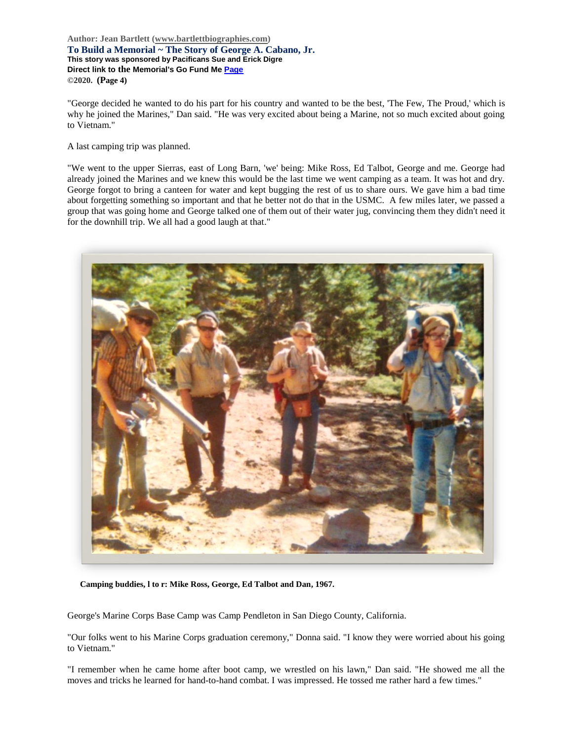"George decided he wanted to do his part for his country and wanted to be the best, 'The Few, The Proud,' which is why he joined the Marines," Dan said. "He was very excited about being a Marine, not so much excited about going to Vietnam."

A last camping trip was planned.

"We went to the upper Sierras, east of Long Barn, 'we' being: Mike Ross, Ed Talbot, George and me. George had already joined the Marines and we knew this would be the last time we went camping as a team. It was hot and dry. George forgot to bring a canteen for water and kept bugging the rest of us to share ours. We gave him a bad time about forgetting something so important and that he better not do that in the USMC. A few miles later, we passed a group that was going home and George talked one of them out of their water jug, convincing them they didn't need it for the downhill trip. We all had a good laugh at that."

**Camping buddies, l to r: Mike Ross, George, Ed Talbot and Dan, 1967.**

George's Marine Corps Base Camp was Camp Pendleton in San Diego County, California.

"Our folks went to his Marine Corps graduation ceremony," Donna said. "I know they were worried about his going to Vietnam."

"I remember when he came home after boot camp, we wrestled on his lawn," Dan said. "He showed me all the moves and tricks he learned for hand-to-hand combat. I was impressed. He tossed me rather hard a few times."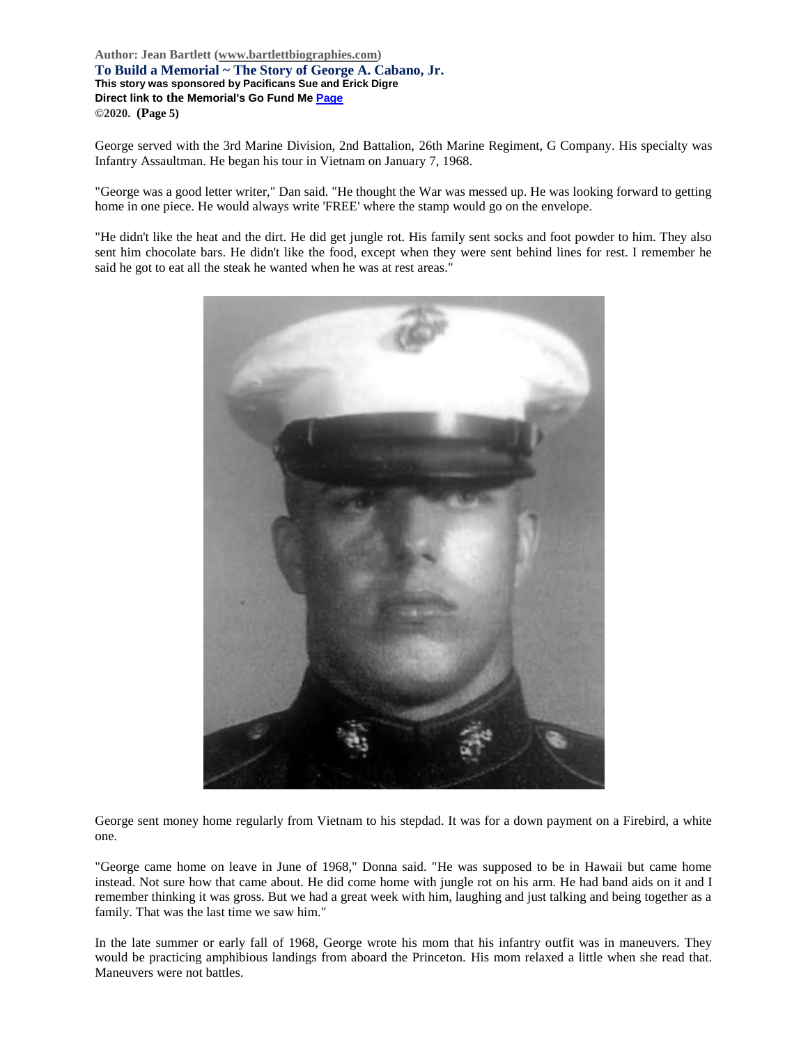George served with the 3rd Marine Division, 2nd Battalion, 26th Marine Regiment, G Company. His specialty was Infantry Assaultman. He began his tour in Vietnam on January 7, 1968.

"George was a good letter writer," Dan said. "He thought the War was messed up. He was looking forward to getting home in one piece. He would always write 'FREE' where the stamp would go on the envelope.

"He didn't like the heat and the dirt. He did get jungle rot. His family sent socks and foot powder to him. They also sent him chocolate bars. He didn't like the food, except when they were sent behind lines for rest. I remember he said he got to eat all the steak he wanted when he was at rest areas."

George sent money home regularly from Vietnam to his stepdad. It was for a down payment on a Firebird, a white one.

"George came home on leave in June of 1968," Donna said. "He was supposed to be in Hawaii but came home instead. Not sure how that came about. He did come home with jungle rot on his arm. He had band aids on it and I remember thinking it was gross. But we had a great week with him, laughing and just talking and being together as a family. That was the last time we saw him."

In the late summer or early fall of 1968, George wrote his mom that his infantry outfit was in maneuvers. They would be practicing amphibious landings from aboard the Princeton. His mom relaxed a little when she read that. Maneuvers were not battles.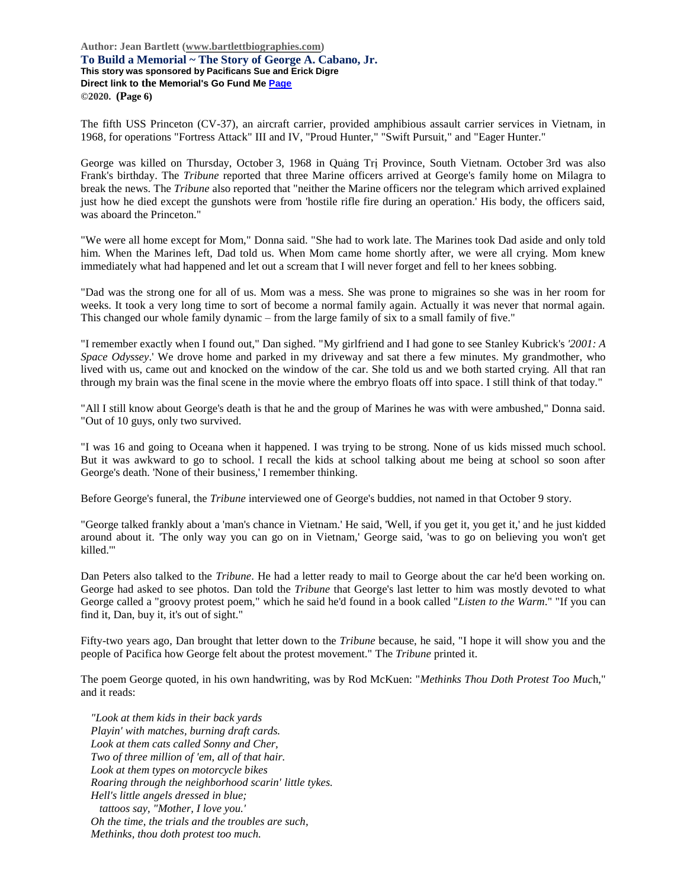The fifth USS Princeton (CV-37), an aircraft carrier, provided amphibious assault carrier services in Vietnam, in 1968, for operations "Fortress Attack" III and IV, "Proud Hunter," "Swift Pursuit," and "Eager Hunter."

George was killed on Thursday, October 3, 1968 in Quảng Trị Province, South Vietnam. October 3rd was also Frank's birthday. The *Tribune* reported that three Marine officers arrived at George's family home on Milagra to break the news. The *Tribune* also reported that "neither the Marine officers nor the telegram which arrived explained just how he died except the gunshots were from 'hostile rifle fire during an operation.' His body, the officers said, was aboard the Princeton."

"We were all home except for Mom," Donna said. "She had to work late. The Marines took Dad aside and only told him. When the Marines left, Dad told us. When Mom came home shortly after, we were all crying. Mom knew immediately what had happened and let out a scream that I will never forget and fell to her knees sobbing.

"Dad was the strong one for all of us. Mom was a mess. She was prone to migraines so she was in her room for weeks. It took a very long time to sort of become a normal family again. Actually it was never that normal again. This changed our whole family dynamic – from the large family of six to a small family of five."

"I remember exactly when I found out," Dan sighed. "My girlfriend and I had gone to see Stanley Kubrick's *'2001: A Space Odyssey*.' We drove home and parked in my driveway and sat there a few minutes. My grandmother, who lived with us, came out and knocked on the window of the car. She told us and we both started crying. All that ran through my brain was the final scene in the movie where the embryo floats off into space. I still think of that today."

"All I still know about George's death is that he and the group of Marines he was with were ambushed," Donna said. "Out of 10 guys, only two survived.

"I was 16 and going to Oceana when it happened. I was trying to be strong. None of us kids missed much school. But it was awkward to go to school. I recall the kids at school talking about me being at school so soon after George's death. 'None of their business,' I remember thinking.

Before George's funeral, the *Tribune* interviewed one of George's buddies, not named in that October 9 story.

"George talked frankly about a 'man's chance in Vietnam.' He said, 'Well, if you get it, you get it,' and he just kidded around about it. 'The only way you can go on in Vietnam,' George said, 'was to go on believing you won't get killed.'"

Dan Peters also talked to the *Tribune*. He had a letter ready to mail to George about the car he'd been working on. George had asked to see photos. Dan told the *Tribune* that George's last letter to him was mostly devoted to what George called a "groovy protest poem," which he said he'd found in a book called "*Listen to the Warm*." "If you can find it, Dan, buy it, it's out of sight."

Fifty-two years ago, Dan brought that letter down to the *Tribune* because, he said, "I hope it will show you and the people of Pacifica how George felt about the protest movement." The *Tribune* printed it.

The poem George quoted, in his own handwriting, was by Rod McKuen: "*Methinks Thou Doth Protest Too Muc*h," and it reads:

*"Look at them kids in their back yards*
*Playin' with matches, burning draft cards.*
*Look at them cats called Sonny and Cher,*
*Two of three million of 'em, all of that hair.*
*Look at them types on motorcycle bikes*
*Roaring through the neighborhood scarin' little tykes.*
*Hell's little angels dressed in blue;*
*tattoos say, "Mother, I love you.'*
*Oh the time, the trials and the troubles are such,*
*Methinks, thou doth protest too much.*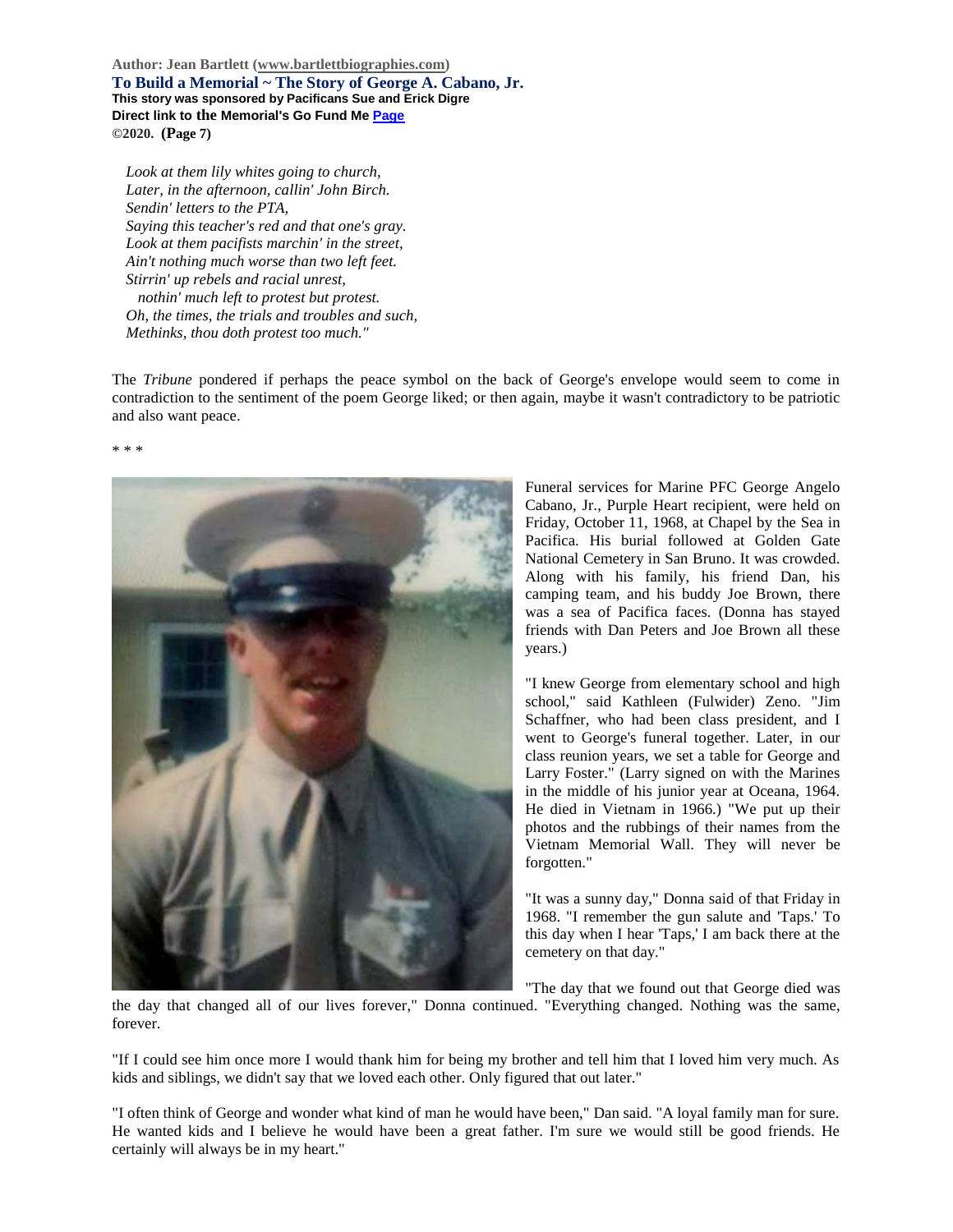Author: Jean Bartlett (www.bartlettbiographies.com)

**To Build a Memorial ~ The Story of George A. Cabano, Jr.**

**This story was sponsored by Pacificans Sue and Erick Digre**

**Direct link to the Memorial's Go Fund Me Page**

**©2020. (Page 7)**

*Look at them lily whites going to church,*
*Later, in the afternoon, callin' John Birch.*
*Sendin' letters to the PTA,*
*Saying this teacher's red and that one's gray.*
*Look at them pacifists marchin' in the street,*
*Ain't nothing much worse than two left feet.*
*Stirrin' up rebels and racial unrest,*
*nothin' much left to protest but protest.*
*Oh, the times, the trials and troubles and such,*
*Methinks, thou doth protest too much."*

The *Tribune* pondered if perhaps the peace symbol on the back of George's envelope would seem to come in contradiction to the sentiment of the poem George liked; or then again, maybe it wasn't contradictory to be patriotic and also want peace.

\* \* \*

Funeral services for Marine PFC George Angelo Cabano, Jr., Purple Heart recipient, were held on Friday, October 11, 1968, at Chapel by the Sea in Pacifica. His burial followed at Golden Gate National Cemetery in San Bruno. It was crowded. Along with his family, his friend Dan, his camping team, and his buddy Joe Brown, there was a sea of Pacifica faces. (Donna has stayed friends with Dan Peters and Joe Brown all these years.)

"I knew George from elementary school and high school," said Kathleen (Fulwider) Zeno. "Jim Schaffner, who had been class president, and I went to George's funeral together. Later, in our class reunion years, we set a table for George and Larry Foster." (Larry signed on with the Marines in the middle of his junior year at Oceana, 1964. He died in Vietnam in 1966.) "We put up their photos and the rubbings of their names from the Vietnam Memorial Wall. They will never be forgotten."

"It was a sunny day," Donna said of that Friday in 1968. "I remember the gun salute and 'Taps.' To this day when I hear 'Taps,' I am back there at the cemetery on that day."

"The day that we found out that George died was the day that changed all of our lives forever," Donna continued. "Everything changed. Nothing was the same, forever.

"If I could see him once more I would thank him for being my brother and tell him that I loved him very much. As kids and siblings, we didn't say that we loved each other. Only figured that out later."

"I often think of George and wonder what kind of man he would have been," Dan said. "A loyal family man for sure. He wanted kids and I believe he would have been a great father. I'm sure we would still be good friends. He certainly will always be in my heart."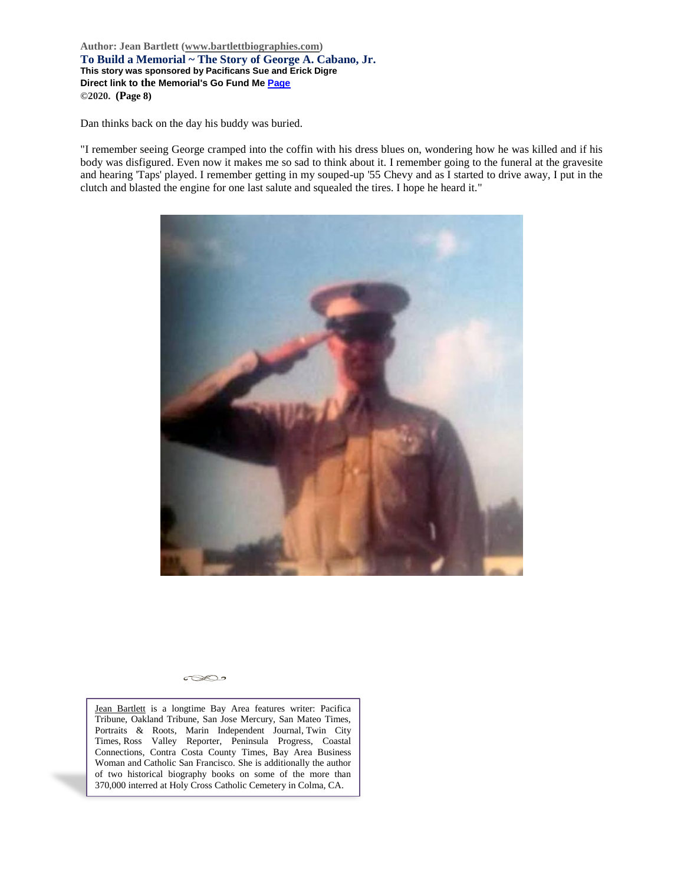Dan thinks back on the day his buddy was buried.

"I remember seeing George cramped into the coffin with his dress blues on, wondering how he was killed and if his body was disfigured. Even now it makes me so sad to think about it. I remember going to the funeral at the gravesite and hearing 'Taps' played. I remember getting in my souped-up '55 Chevy and as I started to drive away, I put in the clutch and blasted the engine for one last salute and squealed the tires. I hope he heard it."

Jean Bartlett is a longtime Bay Area features writer: Pacifica Tribune, Oakland Tribune, San Jose Mercury, San Mateo Times, Portraits & Roots, Marin Independent Journal, Twin City Times, Ross Valley Reporter, Peninsula Progress, Coastal Connections, Contra Costa County Times, Bay Area Business Woman and Catholic San Francisco. She is additionally the author of two historical biography books on some of the more than 370,000 interred at Holy Cross Catholic Cemetery in Colma, CA.